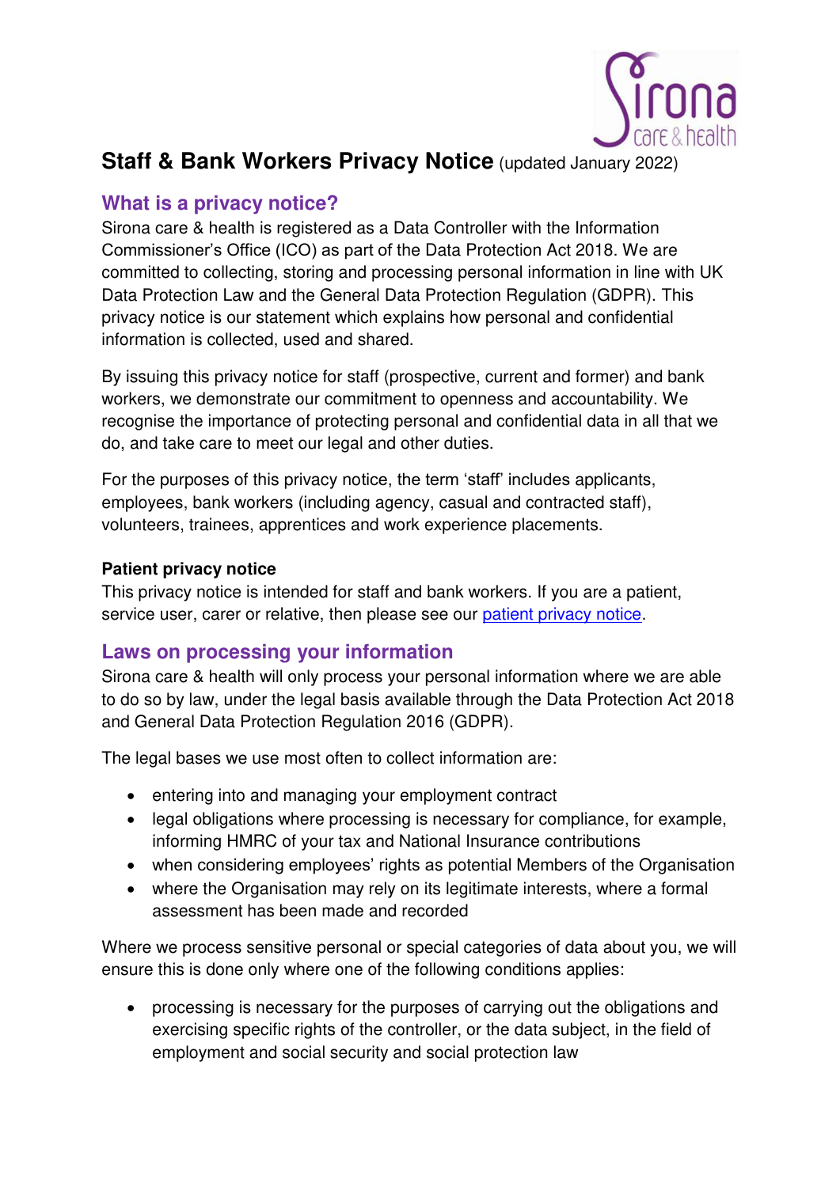# Staff & Bank Workers Privacy Notice (updated January 2022)

## What is a privacy notice?

Sirona care & health is registered as a Data Controller with the Information Commissioner's Office (ICO) as part of the Data Protection Act 2018. We are committed to collecting, storing and processing personal information in line with UK Data Protection Law and the General Data Protection Regulation (GDPR). This privacy notice is our statement which explains how personal and confidential information is collected, used and shared.

By issuing this privacy notice for staff (prospective, current and former) and bank workers, we demonstrate our commitment to openness and accountability. We recognise the importance of protecting personal and confidential data in all that we do, and take care to meet our legal and other duties.

For the purposes of this privacy notice, the term 'staff' includes applicants, employees, bank workers (including agency, casual and contracted staff), volunteers, trainees, apprentices and work experience placements.

### Patient privacy notice

This privacy notice is intended for staff and bank workers. If you are a patient, service user, carer or relative, then please see our [patient privacy notice](patient privacy notice).

## Laws on processing your information

Sirona care & health will only process your personal information where we are able to do so by law, under the legal basis available through the Data Protection Act 2018 and General Data Protection Regulation 2016 (GDPR).

The legal bases we use most often to collect information are:

- entering into and managing your employment contract
- legal obligations where processing is necessary for compliance, for example, informing HMRC of your tax and National Insurance contributions
- when considering employees' rights as potential Members of the Organisation
- where the Organisation may rely on its legitimate interests, where a formal assessment has been made and recorded

Where we process sensitive personal or special categories of data about you, we will ensure this is done only where one of the following conditions applies:

- processing is necessary for the purposes of carrying out the obligations and exercising specific rights of the controller, or the data subject, in the field of employment and social security and social protection law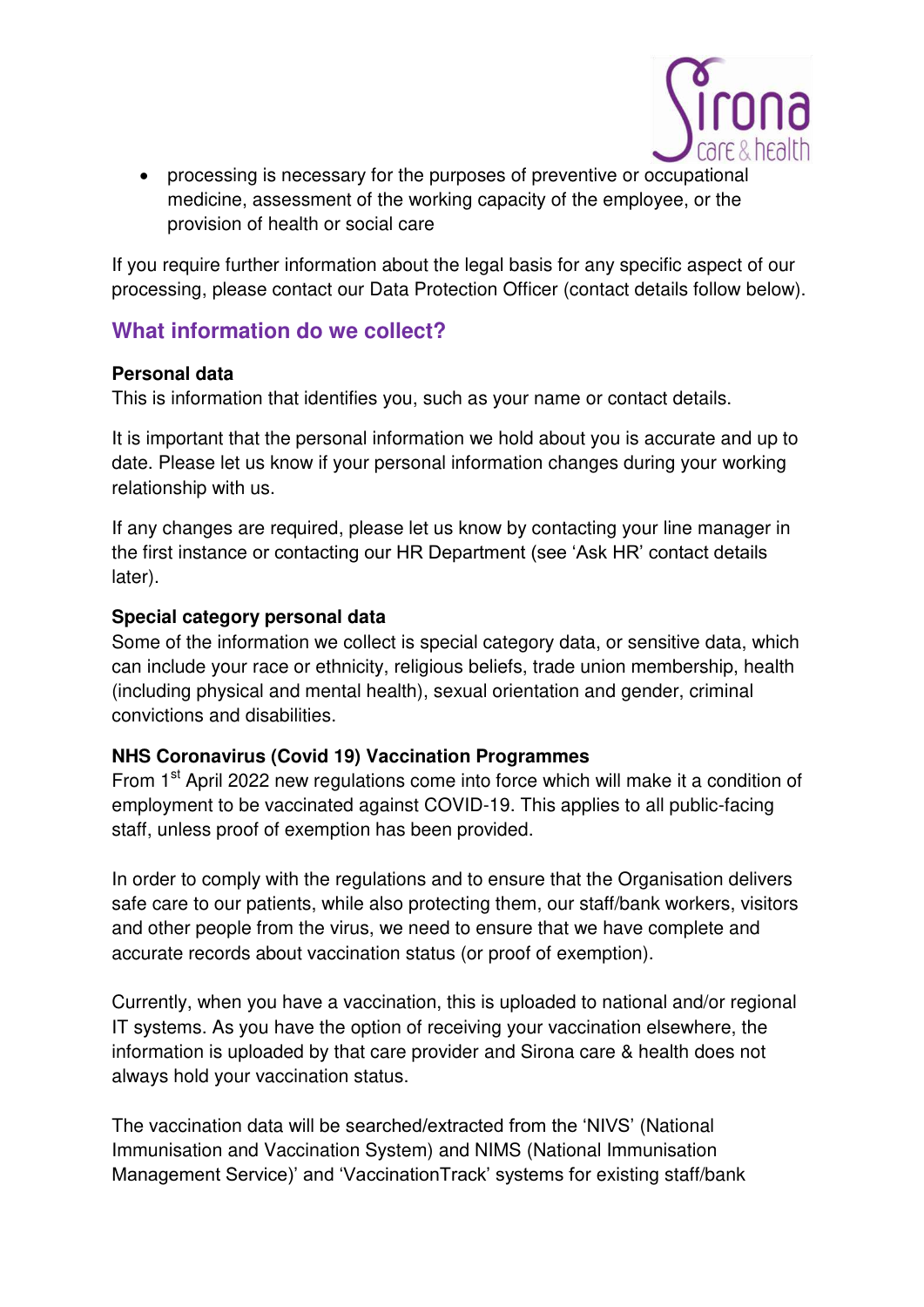- processing is necessary for the purposes of preventive or occupational medicine, assessment of the working capacity of the employee, or the provision of health or social care

If you require further information about the legal basis for any specific aspect of our processing, please contact our Data Protection Officer (contact details follow below).

## What information do we collect?

**Personal data**
This is information that identifies you, such as your name or contact details.

It is important that the personal information we hold about you is accurate and up to date. Please let us know if your personal information changes during your working relationship with us.

If any changes are required, please let us know by contacting your line manager in the first instance or contacting our HR Department (see 'Ask HR' contact details later).

**Special category personal data**
Some of the information we collect is special category data, or sensitive data, which can include your race or ethnicity, religious beliefs, trade union membership, health (including physical and mental health), sexual orientation and gender, criminal convictions and disabilities.

**NHS Coronavirus (Covid 19) Vaccination Programmes**
From 1st April 2022 new regulations come into force which will make it a condition of employment to be vaccinated against COVID-19. This applies to all public-facing staff, unless proof of exemption has been provided.

In order to comply with the regulations and to ensure that the Organisation delivers safe care to our patients, while also protecting them, our staff/bank workers, visitors and other people from the virus, we need to ensure that we have complete and accurate records about vaccination status (or proof of exemption).

Currently, when you have a vaccination, this is uploaded to national and/or regional IT systems. As you have the option of receiving your vaccination elsewhere, the information is uploaded by that care provider and Sirona care & health does not always hold your vaccination status.

The vaccination data will be searched/extracted from the 'NIVS' (National Immunisation and Vaccination System) and NIMS (National Immunisation Management Service)' and 'VaccinationTrack' systems for existing staff/bank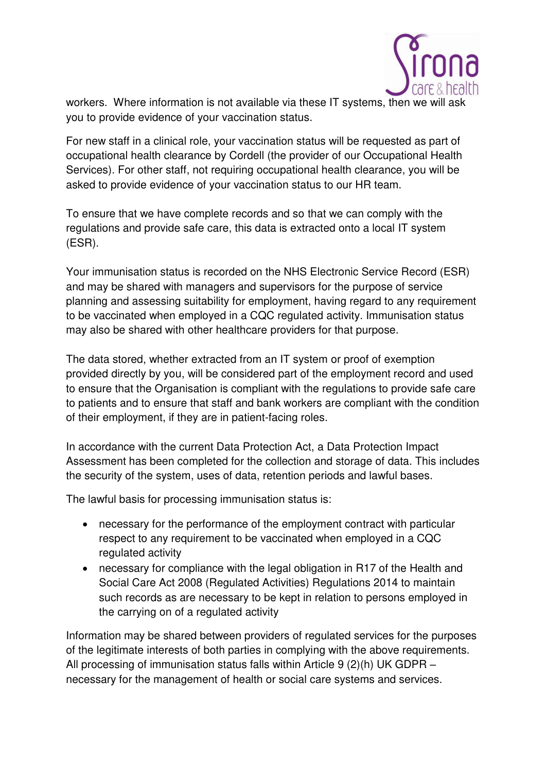workers. Where information is not available via these IT systems, then we will ask you to provide evidence of your vaccination status.

For new staff in a clinical role, your vaccination status will be requested as part of occupational health clearance by Cordell (the provider of our Occupational Health Services). For other staff, not requiring occupational health clearance, you will be asked to provide evidence of your vaccination status to our HR team.

To ensure that we have complete records and so that we can comply with the regulations and provide safe care, this data is extracted onto a local IT system (ESR).

Your immunisation status is recorded on the NHS Electronic Service Record (ESR) and may be shared with managers and supervisors for the purpose of service planning and assessing suitability for employment, having regard to any requirement to be vaccinated when employed in a CQC regulated activity. Immunisation status may also be shared with other healthcare providers for that purpose.

The data stored, whether extracted from an IT system or proof of exemption provided directly by you, will be considered part of the employment record and used to ensure that the Organisation is compliant with the regulations to provide safe care to patients and to ensure that staff and bank workers are compliant with the condition of their employment, if they are in patient-facing roles.

In accordance with the current Data Protection Act, a Data Protection Impact Assessment has been completed for the collection and storage of data. This includes the security of the system, uses of data, retention periods and lawful bases.

The lawful basis for processing immunisation status is:

- necessary for the performance of the employment contract with particular respect to any requirement to be vaccinated when employed in a CQC regulated activity
- necessary for compliance with the legal obligation in R17 of the Health and Social Care Act 2008 (Regulated Activities) Regulations 2014 to maintain such records as are necessary to be kept in relation to persons employed in the carrying on of a regulated activity

Information may be shared between providers of regulated services for the purposes of the legitimate interests of both parties in complying with the above requirements. All processing of immunisation status falls within Article 9 (2)(h) UK GDPR – necessary for the management of health or social care systems and services.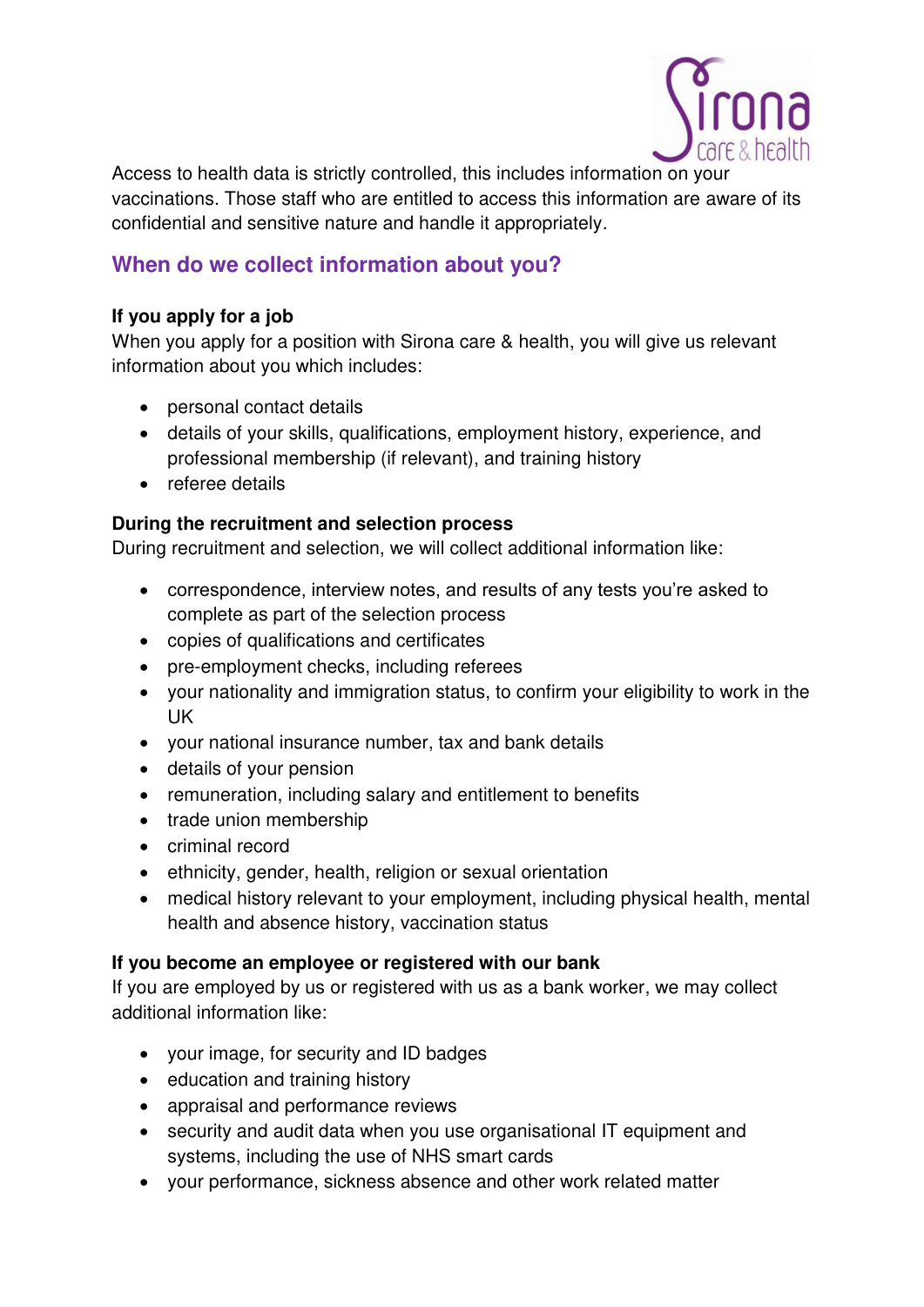Access to health data is strictly controlled, this includes information on your vaccinations. Those staff who are entitled to access this information are aware of its confidential and sensitive nature and handle it appropriately.

## When do we collect information about you?

**If you apply for a job**
When you apply for a position with Sirona care & health, you will give us relevant information about you which includes:

- personal contact details
- details of your skills, qualifications, employment history, experience, and professional membership (if relevant), and training history
- referee details

**During the recruitment and selection process**
During recruitment and selection, we will collect additional information like:

- correspondence, interview notes, and results of any tests you're asked to complete as part of the selection process
- copies of qualifications and certificates
- pre-employment checks, including referees
- your nationality and immigration status, to confirm your eligibility to work in the UK
- your national insurance number, tax and bank details
- details of your pension
- remuneration, including salary and entitlement to benefits
- trade union membership
- criminal record
- ethnicity, gender, health, religion or sexual orientation
- medical history relevant to your employment, including physical health, mental health and absence history, vaccination status

**If you become an employee or registered with our bank**
If you are employed by us or registered with us as a bank worker, we may collect additional information like:

- your image, for security and ID badges
- education and training history
- appraisal and performance reviews
- security and audit data when you use organisational IT equipment and systems, including the use of NHS smart cards
- your performance, sickness absence and other work related matter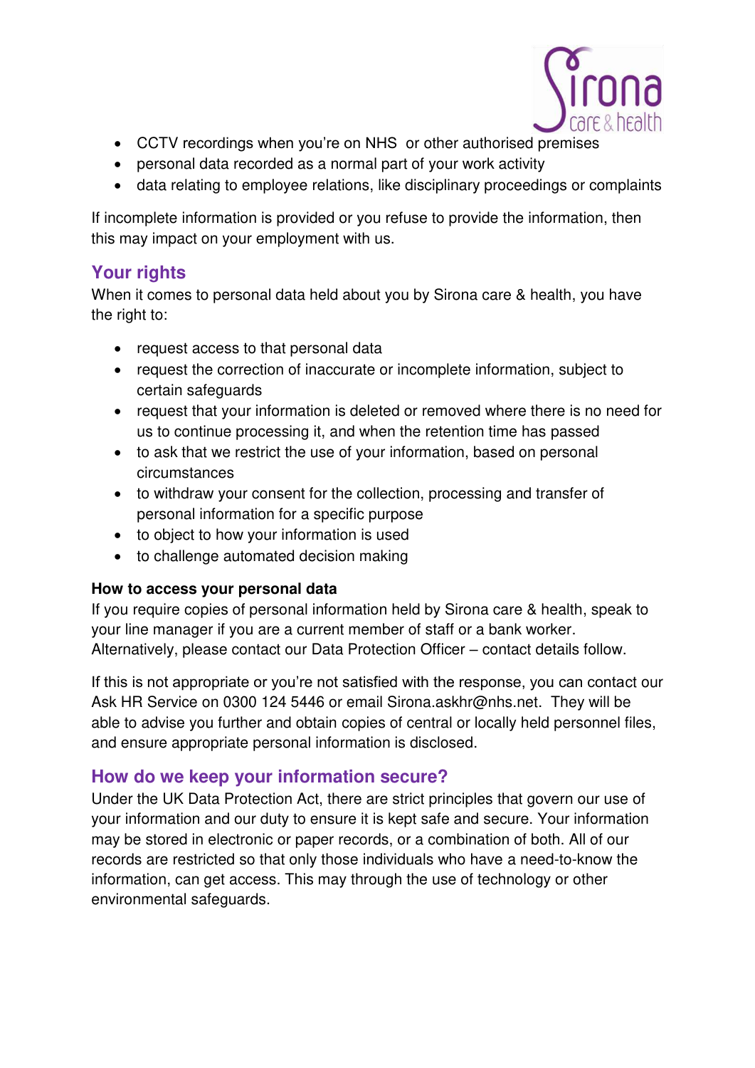- CCTV recordings when you're on NHS or other authorised premises
- personal data recorded as a normal part of your work activity
- data relating to employee relations, like disciplinary proceedings or complaints

If incomplete information is provided or you refuse to provide the information, then this may impact on your employment with us.

## Your rights

When it comes to personal data held about you by Sirona care & health, you have the right to:

- request access to that personal data
- request the correction of inaccurate or incomplete information, subject to certain safeguards
- request that your information is deleted or removed where there is no need for us to continue processing it, and when the retention time has passed
- to ask that we restrict the use of your information, based on personal circumstances
- to withdraw your consent for the collection, processing and transfer of personal information for a specific purpose
- to object to how your information is used
- to challenge automated decision making

**How to access your personal data**

If you require copies of personal information held by Sirona care & health, speak to your line manager if you are a current member of staff or a bank worker. Alternatively, please contact our Data Protection Officer – contact details follow.

If this is not appropriate or you're not satisfied with the response, you can contact our Ask HR Service on 0300 124 5446 or email Sirona.askhr@nhs.net. They will be able to advise you further and obtain copies of central or locally held personnel files, and ensure appropriate personal information is disclosed.

## How do we keep your information secure?

Under the UK Data Protection Act, there are strict principles that govern our use of your information and our duty to ensure it is kept safe and secure. Your information may be stored in electronic or paper records, or a combination of both. All of our records are restricted so that only those individuals who have a need-to-know the information, can get access. This may through the use of technology or other environmental safeguards.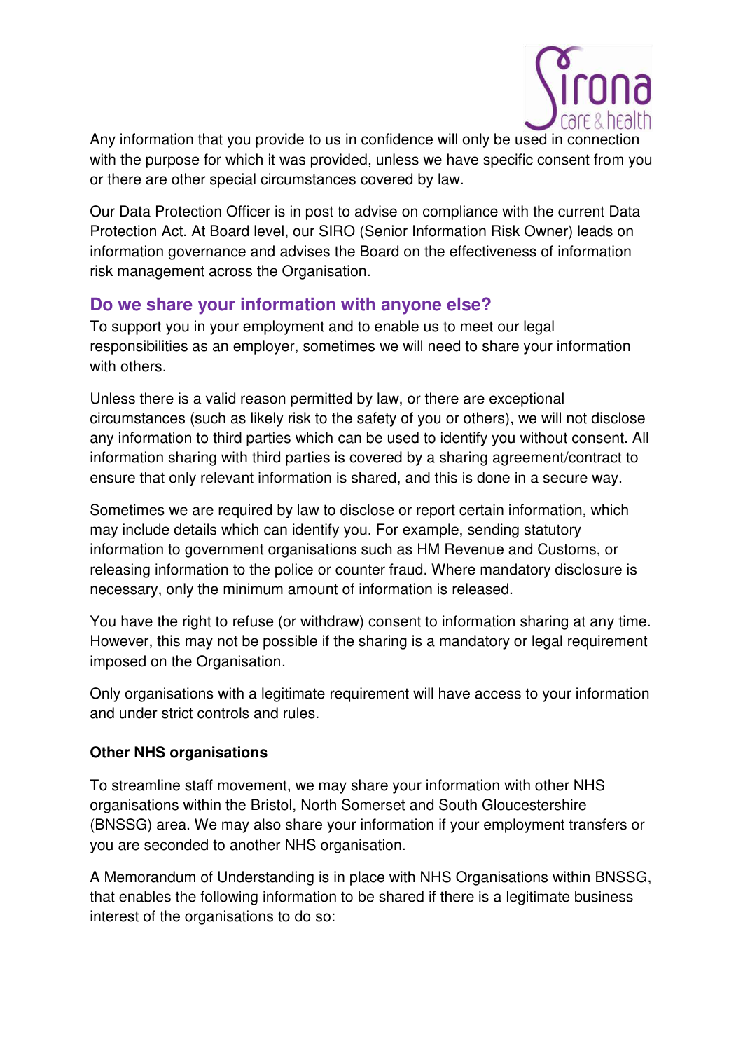Any information that you provide to us in confidence will only be used in connection with the purpose for which it was provided, unless we have specific consent from you or there are other special circumstances covered by law.

Our Data Protection Officer is in post to advise on compliance with the current Data Protection Act. At Board level, our SIRO (Senior Information Risk Owner) leads on information governance and advises the Board on the effectiveness of information risk management across the Organisation.

## Do we share your information with anyone else?

To support you in your employment and to enable us to meet our legal responsibilities as an employer, sometimes we will need to share your information with others.

Unless there is a valid reason permitted by law, or there are exceptional circumstances (such as likely risk to the safety of you or others), we will not disclose any information to third parties which can be used to identify you without consent. All information sharing with third parties is covered by a sharing agreement/contract to ensure that only relevant information is shared, and this is done in a secure way.

Sometimes we are required by law to disclose or report certain information, which may include details which can identify you. For example, sending statutory information to government organisations such as HM Revenue and Customs, or releasing information to the police or counter fraud. Where mandatory disclosure is necessary, only the minimum amount of information is released.

You have the right to refuse (or withdraw) consent to information sharing at any time. However, this may not be possible if the sharing is a mandatory or legal requirement imposed on the Organisation.

Only organisations with a legitimate requirement will have access to your information and under strict controls and rules.

**Other NHS organisations**

To streamline staff movement, we may share your information with other NHS organisations within the Bristol, North Somerset and South Gloucestershire (BNSSG) area. We may also share your information if your employment transfers or you are seconded to another NHS organisation.

A Memorandum of Understanding is in place with NHS Organisations within BNSSG, that enables the following information to be shared if there is a legitimate business interest of the organisations to do so: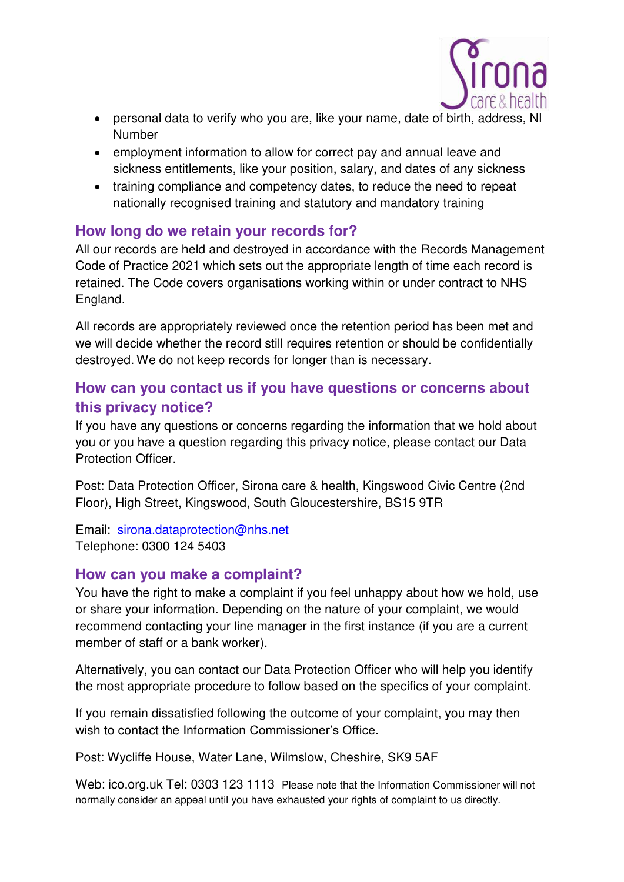- personal data to verify who you are, like your name, date of birth, address, NI Number
- employment information to allow for correct pay and annual leave and sickness entitlements, like your position, salary, and dates of any sickness
- training compliance and competency dates, to reduce the need to repeat nationally recognised training and statutory and mandatory training

## How long do we retain your records for?

All our records are held and destroyed in accordance with the Records Management Code of Practice 2021 which sets out the appropriate length of time each record is retained. The Code covers organisations working within or under contract to NHS England.

All records are appropriately reviewed once the retention period has been met and we will decide whether the record still requires retention or should be confidentially destroyed. We do not keep records for longer than is necessary.

## How can you contact us if you have questions or concerns about this privacy notice?

If you have any questions or concerns regarding the information that we hold about you or you have a question regarding this privacy notice, please contact our Data Protection Officer.

Post: Data Protection Officer, Sirona care & health, Kingswood Civic Centre (2nd Floor), High Street, Kingswood, South Gloucestershire, BS15 9TR

Email: sirona.dataprotection@nhs.net
Telephone: 0300 124 5403

## How can you make a complaint?

You have the right to make a complaint if you feel unhappy about how we hold, use or share your information. Depending on the nature of your complaint, we would recommend contacting your line manager in the first instance (if you are a current member of staff or a bank worker).

Alternatively, you can contact our Data Protection Officer who will help you identify the most appropriate procedure to follow based on the specifics of your complaint.

If you remain dissatisfied following the outcome of your complaint, you may then wish to contact the Information Commissioner's Office.

Post: Wycliffe House, Water Lane, Wilmslow, Cheshire, SK9 5AF

Web: ico.org.uk Tel: 0303 123 1113 Please note that the Information Commissioner will not normally consider an appeal until you have exhausted your rights of complaint to us directly.